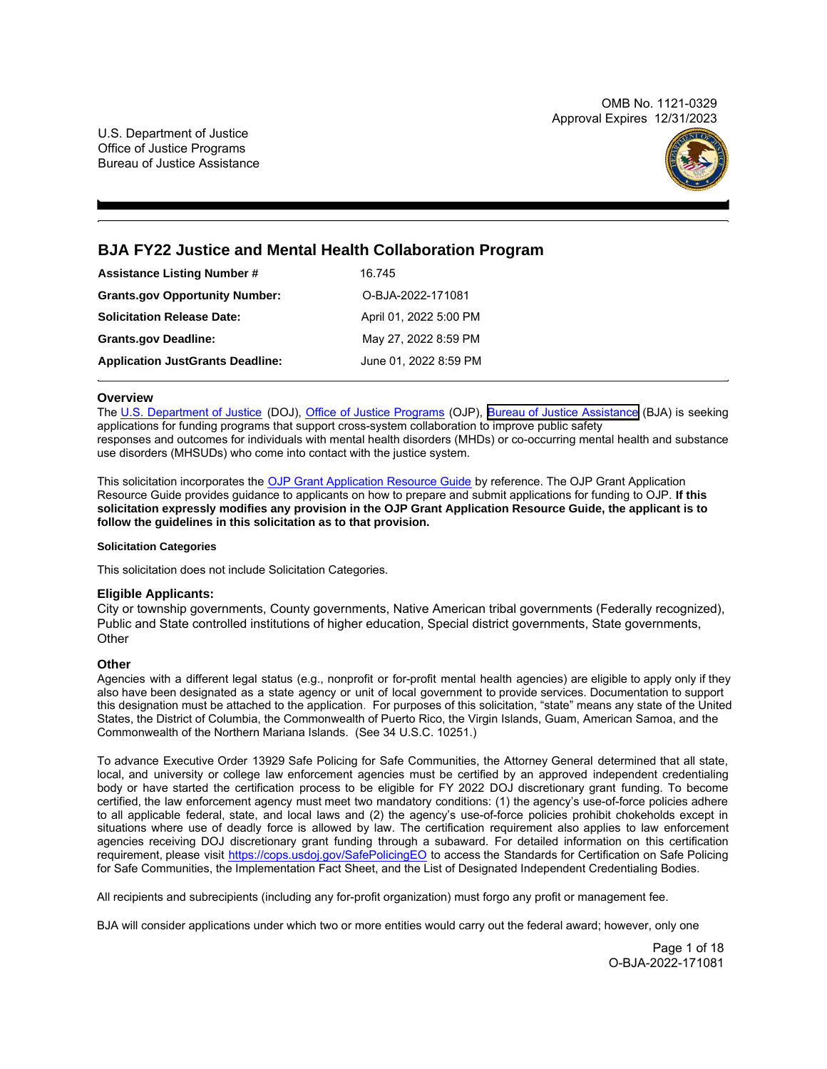OMB No. 1121-0329
Approval Expires 12/31/2023

U.S. Department of Justice
Office of Justice Programs
Bureau of Justice Assistance

# BJA FY22 Justice and Mental Health Collaboration Program

| | |
|---|---|
| **Assistance Listing Number #** | 16.745 |
| **Grants.gov Opportunity Number:** | O-BJA-2022-171081 |
| **Solicitation Release Date:** | April 01, 2022 5:00 PM |
| **Grants.gov Deadline:** | May 27, 2022 8:59 PM |
| **Application JustGrants Deadline:** | June 01, 2022 8:59 PM |

## Overview

The U.S. Department of Justice (DOJ), Office of Justice Programs (OJP), Bureau of Justice Assistance (BJA) is seeking applications for funding programs that support cross-system collaboration to improve public safety responses and outcomes for individuals with mental health disorders (MHDs) or co-occurring mental health and substance use disorders (MHSUDs) who come into contact with the justice system.

This solicitation incorporates the OJP Grant Application Resource Guide by reference. The OJP Grant Application Resource Guide provides guidance to applicants on how to prepare and submit applications for funding to OJP. **If this solicitation expressly modifies any provision in the OJP Grant Application Resource Guide, the applicant is to follow the guidelines in this solicitation as to that provision.**

#### Solicitation Categories

This solicitation does not include Solicitation Categories.

### Eligible Applicants:

City or township governments, County governments, Native American tribal governments (Federally recognized), Public and State controlled institutions of higher education, Special district governments, State governments, Other

### Other

Agencies with a different legal status (e.g., nonprofit or for-profit mental health agencies) are eligible to apply only if they also have been designated as a state agency or unit of local government to provide services. Documentation to support this designation must be attached to the application. For purposes of this solicitation, "state" means any state of the United States, the District of Columbia, the Commonwealth of Puerto Rico, the Virgin Islands, Guam, American Samoa, and the Commonwealth of the Northern Mariana Islands. (See 34 U.S.C. 10251.)

To advance Executive Order 13929 Safe Policing for Safe Communities, the Attorney General determined that all state, local, and university or college law enforcement agencies must be certified by an approved independent credentialing body or have started the certification process to be eligible for FY 2022 DOJ discretionary grant funding. To become certified, the law enforcement agency must meet two mandatory conditions: (1) the agency's use-of-force policies adhere to all applicable federal, state, and local laws and (2) the agency's use-of-force policies prohibit chokeholds except in situations where use of deadly force is allowed by law. The certification requirement also applies to law enforcement agencies receiving DOJ discretionary grant funding through a subaward. For detailed information on this certification requirement, please visit https://cops.usdoj.gov/SafePolicingEO to access the Standards for Certification on Safe Policing for Safe Communities, the Implementation Fact Sheet, and the List of Designated Independent Credentialing Bodies.

All recipients and subrecipients (including any for-profit organization) must forgo any profit or management fee.

BJA will consider applications under which two or more entities would carry out the federal award; however, only one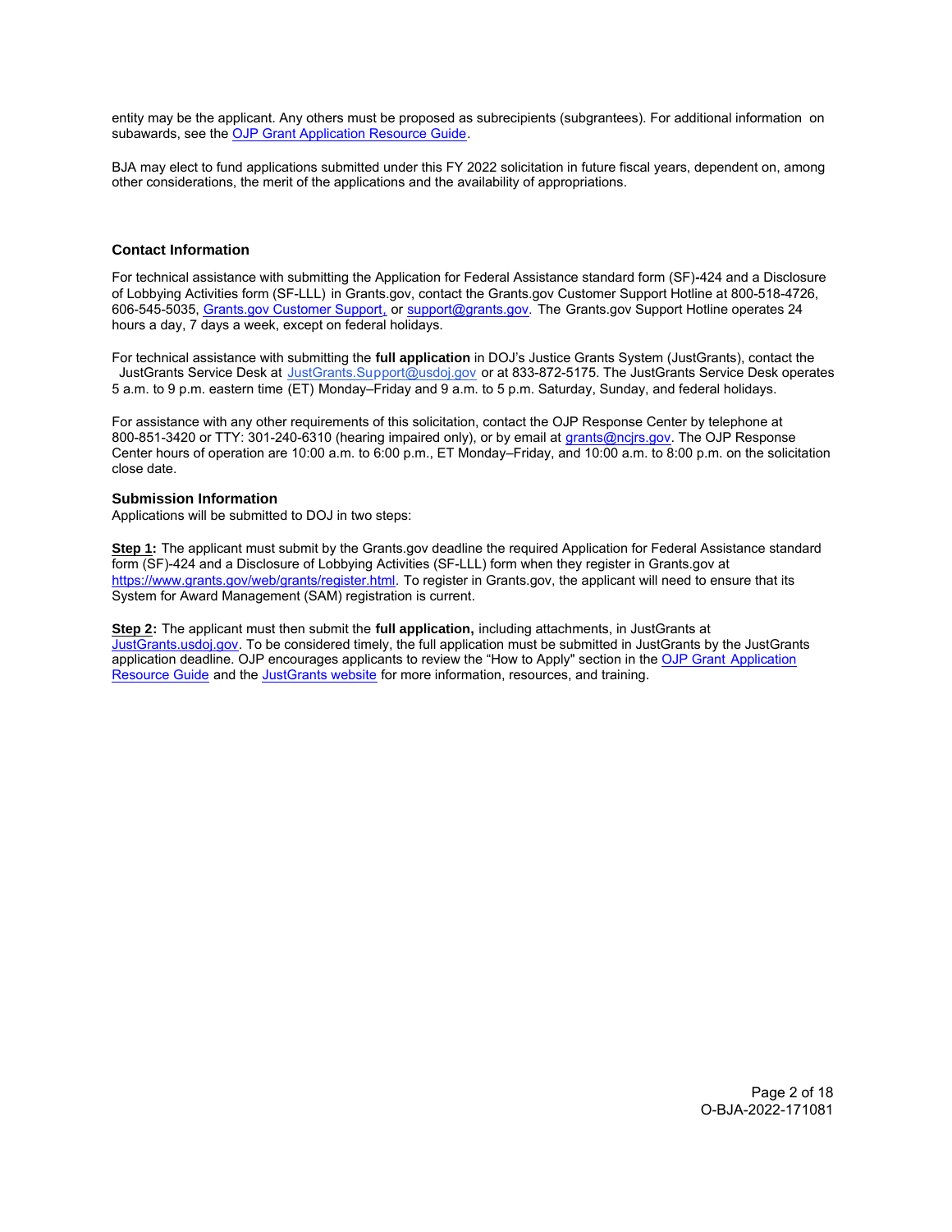entity may be the applicant. Any others must be proposed as subrecipients (subgrantees). For additional information on subawards, see the [OJP Grant Application Resource Guide](https://www.ojp.gov/funding/apply/ojp-grant-application-resource-guide).

BJA may elect to fund applications submitted under this FY 2022 solicitation in future fiscal years, dependent on, among other considerations, the merit of the applications and the availability of appropriations.

### Contact Information

For technical assistance with submitting the Application for Federal Assistance standard form (SF)-424 and a Disclosure of Lobbying Activities form (SF-LLL) in Grants.gov, contact the Grants.gov Customer Support Hotline at 800-518-4726, 606-545-5035, [Grants.gov Customer Support](https://www.grants.gov/web/grants/support.html), or [support@grants.gov](mailto:support@grants.gov). The Grants.gov Support Hotline operates 24 hours a day, 7 days a week, except on federal holidays.

For technical assistance with submitting the **full application** in DOJ's Justice Grants System (JustGrants), contact the JustGrants Service Desk at [JustGrants.Support@usdoj.gov](mailto:JustGrants.Support@usdoj.gov) or at 833-872-5175. The JustGrants Service Desk operates 5 a.m. to 9 p.m. eastern time (ET) Monday–Friday and 9 a.m. to 5 p.m. Saturday, Sunday, and federal holidays.

For assistance with any other requirements of this solicitation, contact the OJP Response Center by telephone at 800-851-3420 or TTY: 301-240-6310 (hearing impaired only), or by email at [grants@ncjrs.gov](mailto:grants@ncjrs.gov). The OJP Response Center hours of operation are 10:00 a.m. to 6:00 p.m., ET Monday–Friday, and 10:00 a.m. to 8:00 p.m. on the solicitation close date.

### Submission Information

Applications will be submitted to DOJ in two steps:

**Step 1:** The applicant must submit by the Grants.gov deadline the required Application for Federal Assistance standard form (SF)-424 and a Disclosure of Lobbying Activities (SF-LLL) form when they register in Grants.gov at https://www.grants.gov/web/grants/register.html. To register in Grants.gov, the applicant will need to ensure that its System for Award Management (SAM) registration is current.

**Step 2:** The applicant must then submit the **full application,** including attachments, in JustGrants at [JustGrants.usdoj.gov](https://justgrants.usdoj.gov). To be considered timely, the full application must be submitted in JustGrants by the JustGrants application deadline. OJP encourages applicants to review the "How to Apply" section in the [OJP Grant Application Resource Guide](https://www.ojp.gov/funding/apply/ojp-grant-application-resource-guide) and the [JustGrants website](https://justicegrants.usdoj.gov) for more information, resources, and training.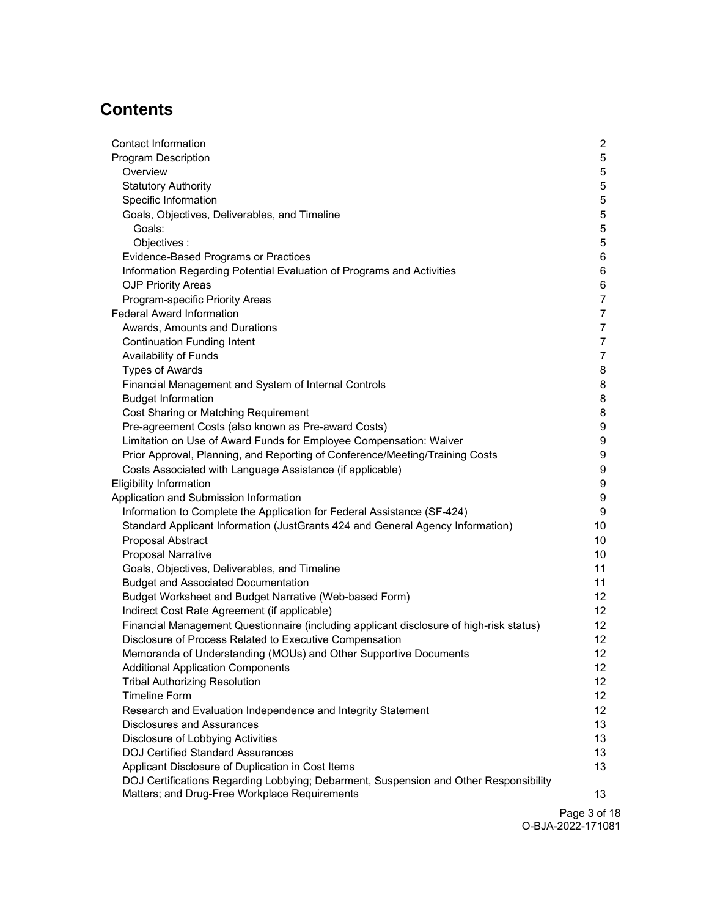## Contents

| | |
|---|---|
| Contact Information | 2 |
| Program Description | 5 |
| Overview | 5 |
| Statutory Authority | 5 |
| Specific Information | 5 |
| Goals, Objectives, Deliverables, and Timeline | 5 |
| Goals: | 5 |
| Objectives : | 5 |
| Evidence-Based Programs or Practices | 6 |
| Information Regarding Potential Evaluation of Programs and Activities | 6 |
| OJP Priority Areas | 6 |
| Program-specific Priority Areas | 7 |
| Federal Award Information | 7 |
| Awards, Amounts and Durations | 7 |
| Continuation Funding Intent | 7 |
| Availability of Funds | 7 |
| Types of Awards | 8 |
| Financial Management and System of Internal Controls | 8 |
| Budget Information | 8 |
| Cost Sharing or Matching Requirement | 8 |
| Pre-agreement Costs (also known as Pre-award Costs) | 9 |
| Limitation on Use of Award Funds for Employee Compensation: Waiver | 9 |
| Prior Approval, Planning, and Reporting of Conference/Meeting/Training Costs | 9 |
| Costs Associated with Language Assistance (if applicable) | 9 |
| Eligibility Information | 9 |
| Application and Submission Information | 9 |
| Information to Complete the Application for Federal Assistance (SF-424) | 9 |
| Standard Applicant Information (JustGrants 424 and General Agency Information) | 10 |
| Proposal Abstract | 10 |
| Proposal Narrative | 10 |
| Goals, Objectives, Deliverables, and Timeline | 11 |
| Budget and Associated Documentation | 11 |
| Budget Worksheet and Budget Narrative (Web-based Form) | 12 |
| Indirect Cost Rate Agreement (if applicable) | 12 |
| Financial Management Questionnaire (including applicant disclosure of high-risk status) | 12 |
| Disclosure of Process Related to Executive Compensation | 12 |
| Memoranda of Understanding (MOUs) and Other Supportive Documents | 12 |
| Additional Application Components | 12 |
| Tribal Authorizing Resolution | 12 |
| Timeline Form | 12 |
| Research and Evaluation Independence and Integrity Statement | 12 |
| Disclosures and Assurances | 13 |
| Disclosure of Lobbying Activities | 13 |
| DOJ Certified Standard Assurances | 13 |
| Applicant Disclosure of Duplication in Cost Items | 13 |
| DOJ Certifications Regarding Lobbying; Debarment, Suspension and Other Responsibility Matters; and Drug-Free Workplace Requirements | 13 |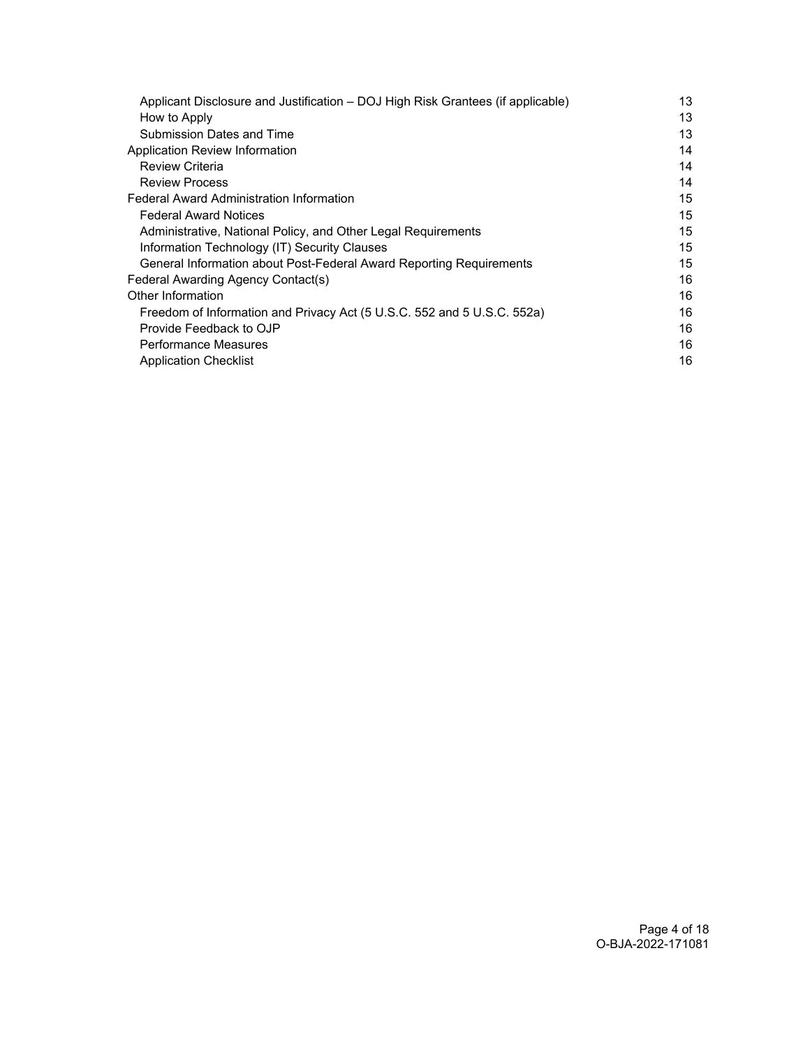| | |
|---|---|
| Applicant Disclosure and Justification – DOJ High Risk Grantees (if applicable) | 13 |
| How to Apply | 13 |
| Submission Dates and Time | 13 |
| Application Review Information | 14 |
| Review Criteria | 14 |
| Review Process | 14 |
| Federal Award Administration Information | 15 |
| Federal Award Notices | 15 |
| Administrative, National Policy, and Other Legal Requirements | 15 |
| Information Technology (IT) Security Clauses | 15 |
| General Information about Post-Federal Award Reporting Requirements | 15 |
| Federal Awarding Agency Contact(s) | 16 |
| Other Information | 16 |
| Freedom of Information and Privacy Act (5 U.S.C. 552 and 5 U.S.C. 552a) | 16 |
| Provide Feedback to OJP | 16 |
| Performance Measures | 16 |
| Application Checklist | 16 |

O-BJA-2022-171081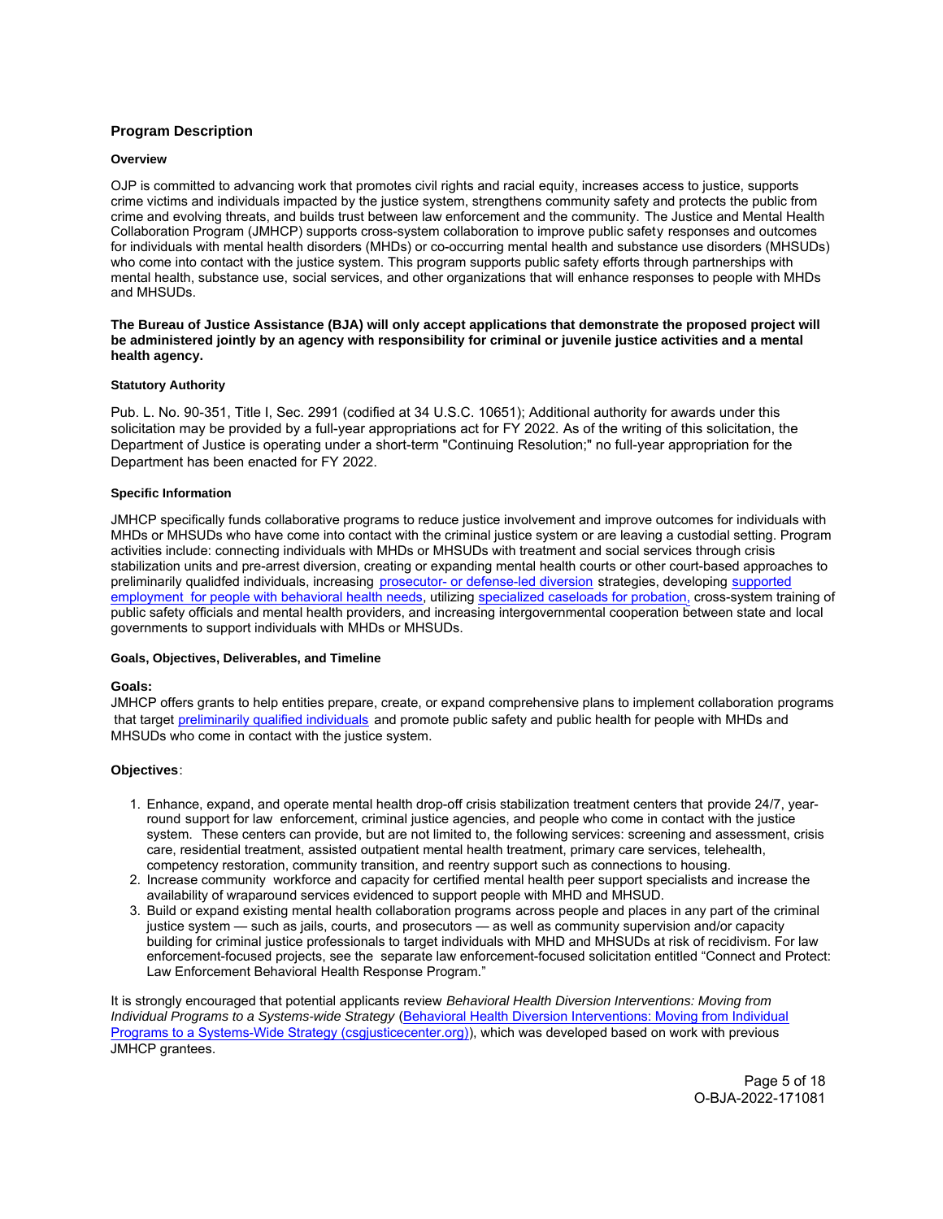## Program Description

### Overview

OJP is committed to advancing work that promotes civil rights and racial equity, increases access to justice, supports crime victims and individuals impacted by the justice system, strengthens community safety and protects the public from crime and evolving threats, and builds trust between law enforcement and the community. The Justice and Mental Health Collaboration Program (JMHCP) supports cross-system collaboration to improve public safety responses and outcomes for individuals with mental health disorders (MHDs) or co-occurring mental health and substance use disorders (MHSUDs) who come into contact with the justice system. This program supports public safety efforts through partnerships with mental health, substance use, social services, and other organizations that will enhance responses to people with MHDs and MHSUDs.

**The Bureau of Justice Assistance (BJA) will only accept applications that demonstrate the proposed project will be administered jointly by an agency with responsibility for criminal or juvenile justice activities and a mental health agency.**

### Statutory Authority

Pub. L. No. 90-351, Title I, Sec. 2991 (codified at 34 U.S.C. 10651); Additional authority for awards under this solicitation may be provided by a full-year appropriations act for FY 2022. As of the writing of this solicitation, the Department of Justice is operating under a short-term "Continuing Resolution;" no full-year appropriation for the Department has been enacted for FY 2022.

### Specific Information

JMHCP specifically funds collaborative programs to reduce justice involvement and improve outcomes for individuals with MHDs or MHSUDs who have come into contact with the criminal justice system or are leaving a custodial setting. Program activities include: connecting individuals with MHDs or MHSUDs with treatment and social services through crisis stabilization units and pre-arrest diversion, creating or expanding mental health courts or other court-based approaches to preliminarily qualidfed individuals, increasing prosecutor- or defense-led diversion strategies, developing supported employment for people with behavioral health needs, utilizing specialized caseloads for probation, cross-system training of public safety officials and mental health providers, and increasing intergovernmental cooperation between state and local governments to support individuals with MHDs or MHSUDs.

### Goals, Objectives, Deliverables, and Timeline

**Goals:**
JMHCP offers grants to help entities prepare, create, or expand comprehensive plans to implement collaboration programs that target preliminarily qualified individuals and promote public safety and public health for people with MHDs and MHSUDs who come in contact with the justice system.

**Objectives**:

1. Enhance, expand, and operate mental health drop-off crisis stabilization treatment centers that provide 24/7, year-round support for law enforcement, criminal justice agencies, and people who come in contact with the justice system. These centers can provide, but are not limited to, the following services: screening and assessment, crisis care, residential treatment, assisted outpatient mental health treatment, primary care services, telehealth, competency restoration, community transition, and reentry support such as connections to housing.
2. Increase community workforce and capacity for certified mental health peer support specialists and increase the availability of wraparound services evidenced to support people with MHD and MHSUD.
3. Build or expand existing mental health collaboration programs across people and places in any part of the criminal justice system — such as jails, courts, and prosecutors — as well as community supervision and/or capacity building for criminal justice professionals to target individuals with MHD and MHSUDs at risk of recidivism. For law enforcement-focused projects, see the separate law enforcement-focused solicitation entitled "Connect and Protect: Law Enforcement Behavioral Health Response Program."

It is strongly encouraged that potential applicants review *Behavioral Health Diversion Interventions: Moving from Individual Programs to a Systems-wide Strategy* (Behavioral Health Diversion Interventions: Moving from Individual Programs to a Systems-Wide Strategy (csgjusticecenter.org)), which was developed based on work with previous JMHCP grantees.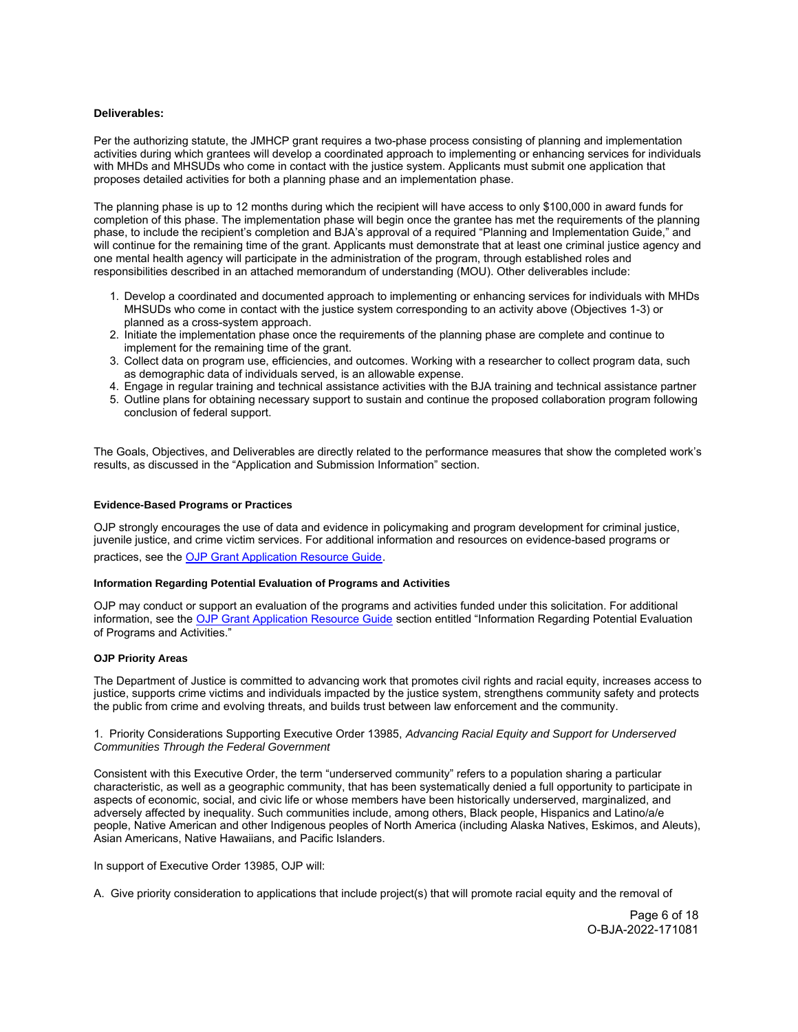**Deliverables:**

Per the authorizing statute, the JMHCP grant requires a two-phase process consisting of planning and implementation activities during which grantees will develop a coordinated approach to implementing or enhancing services for individuals with MHDs and MHSUDs who come in contact with the justice system. Applicants must submit one application that proposes detailed activities for both a planning phase and an implementation phase.

The planning phase is up to 12 months during which the recipient will have access to only $100,000 in award funds for completion of this phase. The implementation phase will begin once the grantee has met the requirements of the planning phase, to include the recipient's completion and BJA's approval of a required "Planning and Implementation Guide," and will continue for the remaining time of the grant. Applicants must demonstrate that at least one criminal justice agency and one mental health agency will participate in the administration of the program, through established roles and responsibilities described in an attached memorandum of understanding (MOU). Other deliverables include:

1. Develop a coordinated and documented approach to implementing or enhancing services for individuals with MHDs MHSUDs who come in contact with the justice system corresponding to an activity above (Objectives 1-3) or planned as a cross-system approach.
2. Initiate the implementation phase once the requirements of the planning phase are complete and continue to implement for the remaining time of the grant.
3. Collect data on program use, efficiencies, and outcomes. Working with a researcher to collect program data, such as demographic data of individuals served, is an allowable expense.
4. Engage in regular training and technical assistance activities with the BJA training and technical assistance partner
5. Outline plans for obtaining necessary support to sustain and continue the proposed collaboration program following conclusion of federal support.

The Goals, Objectives, and Deliverables are directly related to the performance measures that show the completed work's results, as discussed in the "Application and Submission Information" section.

**Evidence-Based Programs or Practices**

OJP strongly encourages the use of data and evidence in policymaking and program development for criminal justice, juvenile justice, and crime victim services. For additional information and resources on evidence-based programs or practices, see the OJP Grant Application Resource Guide.

**Information Regarding Potential Evaluation of Programs and Activities**

OJP may conduct or support an evaluation of the programs and activities funded under this solicitation. For additional information, see the OJP Grant Application Resource Guide section entitled "Information Regarding Potential Evaluation of Programs and Activities."

**OJP Priority Areas**

The Department of Justice is committed to advancing work that promotes civil rights and racial equity, increases access to justice, supports crime victims and individuals impacted by the justice system, strengthens community safety and protects the public from crime and evolving threats, and builds trust between law enforcement and the community.

1. Priority Considerations Supporting Executive Order 13985, *Advancing Racial Equity and Support for Underserved Communities Through the Federal Government*

Consistent with this Executive Order, the term "underserved community" refers to a population sharing a particular characteristic, as well as a geographic community, that has been systematically denied a full opportunity to participate in aspects of economic, social, and civic life or whose members have been historically underserved, marginalized, and adversely affected by inequality. Such communities include, among others, Black people, Hispanics and Latino/a/e people, Native American and other Indigenous peoples of North America (including Alaska Natives, Eskimos, and Aleuts), Asian Americans, Native Hawaiians, and Pacific Islanders.

In support of Executive Order 13985, OJP will:

A. Give priority consideration to applications that include project(s) that will promote racial equity and the removal of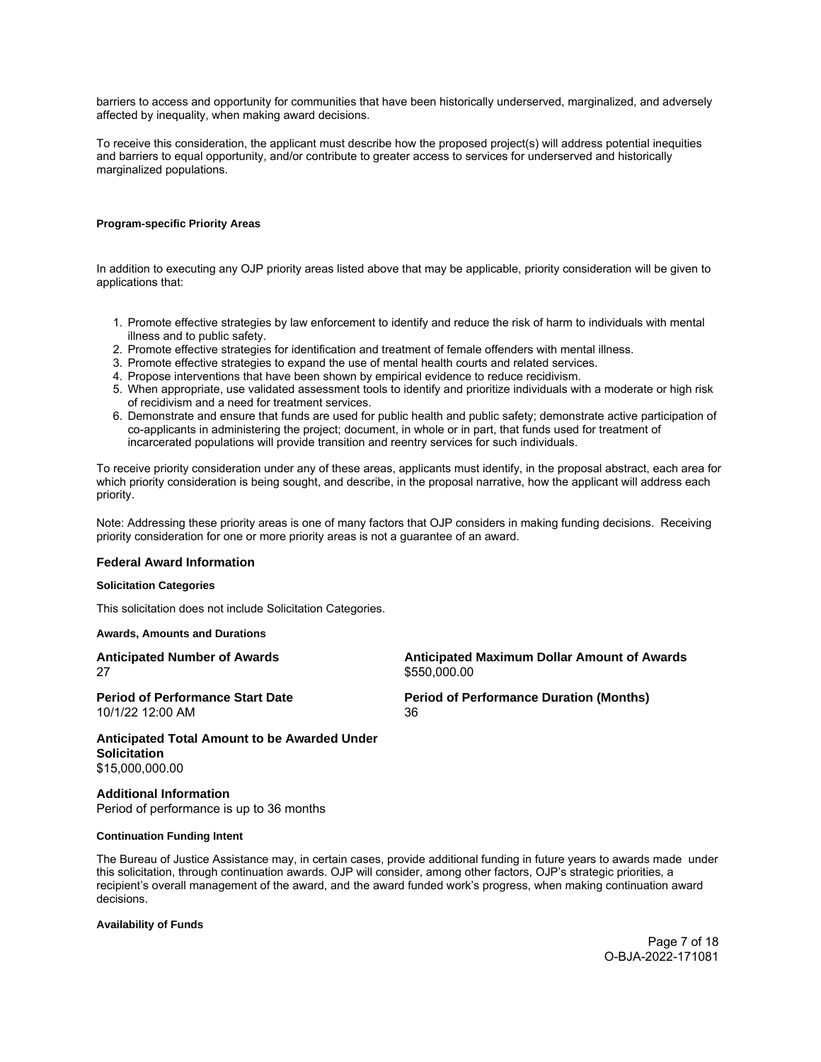barriers to access and opportunity for communities that have been historically underserved, marginalized, and adversely affected by inequality, when making award decisions.

To receive this consideration, the applicant must describe how the proposed project(s) will address potential inequities and barriers to equal opportunity, and/or contribute to greater access to services for underserved and historically marginalized populations.

#### Program-specific Priority Areas

In addition to executing any OJP priority areas listed above that may be applicable, priority consideration will be given to applications that:

1. Promote effective strategies by law enforcement to identify and reduce the risk of harm to individuals with mental illness and to public safety.
2. Promote effective strategies for identification and treatment of female offenders with mental illness.
3. Promote effective strategies to expand the use of mental health courts and related services.
4. Propose interventions that have been shown by empirical evidence to reduce recidivism.
5. When appropriate, use validated assessment tools to identify and prioritize individuals with a moderate or high risk of recidivism and a need for treatment services.
6. Demonstrate and ensure that funds are used for public health and public safety; demonstrate active participation of co-applicants in administering the project; document, in whole or in part, that funds used for treatment of incarcerated populations will provide transition and reentry services for such individuals.

To receive priority consideration under any of these areas, applicants must identify, in the proposal abstract, each area for which priority consideration is being sought, and describe, in the proposal narrative, how the applicant will address each priority.

Note: Addressing these priority areas is one of many factors that OJP considers in making funding decisions. Receiving priority consideration for one or more priority areas is not a guarantee of an award.

### Federal Award Information

#### Solicitation Categories

This solicitation does not include Solicitation Categories.

#### Awards, Amounts and Durations

**Anticipated Number of Awards**
27

**Anticipated Maximum Dollar Amount of Awards**
$550,000.00

**Period of Performance Start Date**
10/1/22 12:00 AM

**Period of Performance Duration (Months)**
36

**Anticipated Total Amount to be Awarded Under Solicitation**
$15,000,000.00

**Additional Information**
Period of performance is up to 36 months

#### Continuation Funding Intent

The Bureau of Justice Assistance may, in certain cases, provide additional funding in future years to awards made under this solicitation, through continuation awards. OJP will consider, among other factors, OJP's strategic priorities, a recipient's overall management of the award, and the award funded work's progress, when making continuation award decisions.

#### Availability of Funds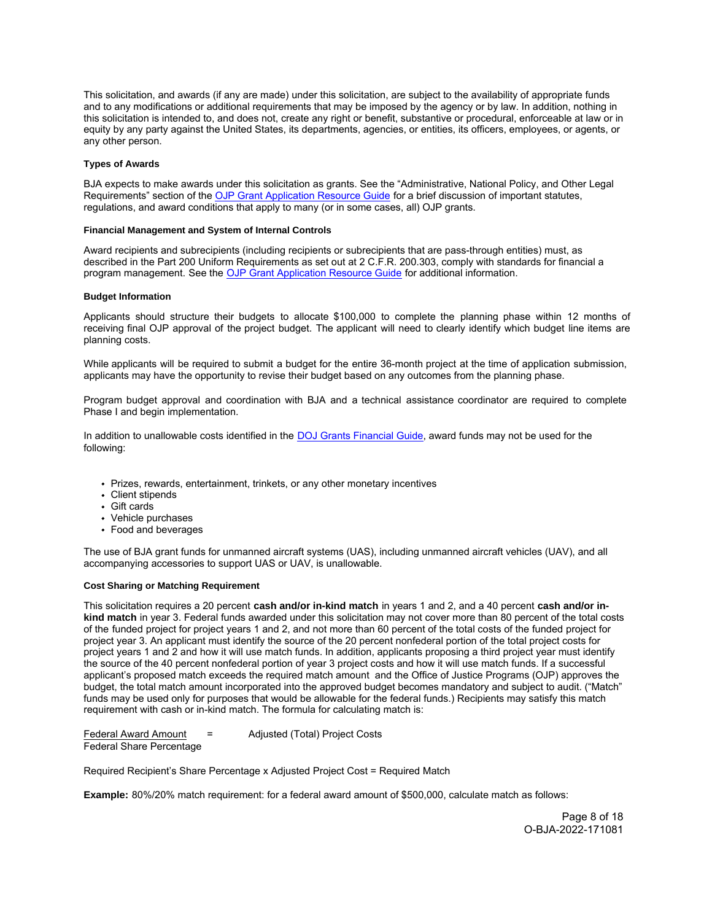This solicitation, and awards (if any are made) under this solicitation, are subject to the availability of appropriate funds and to any modifications or additional requirements that may be imposed by the agency or by law. In addition, nothing in this solicitation is intended to, and does not, create any right or benefit, substantive or procedural, enforceable at law or in equity by any party against the United States, its departments, agencies, or entities, its officers, employees, or agents, or any other person.

#### Types of Awards

BJA expects to make awards under this solicitation as grants. See the "Administrative, National Policy, and Other Legal Requirements" section of the OJP Grant Application Resource Guide for a brief discussion of important statutes, regulations, and award conditions that apply to many (or in some cases, all) OJP grants.

#### Financial Management and System of Internal Controls

Award recipients and subrecipients (including recipients or subrecipients that are pass-through entities) must, as described in the Part 200 Uniform Requirements as set out at 2 C.F.R. 200.303, comply with standards for financial a program management. See the OJP Grant Application Resource Guide for additional information.

#### Budget Information

Applicants should structure their budgets to allocate $100,000 to complete the planning phase within 12 months of receiving final OJP approval of the project budget. The applicant will need to clearly identify which budget line items are planning costs.

While applicants will be required to submit a budget for the entire 36-month project at the time of application submission, applicants may have the opportunity to revise their budget based on any outcomes from the planning phase.

Program budget approval and coordination with BJA and a technical assistance coordinator are required to complete Phase I and begin implementation.

In addition to unallowable costs identified in the DOJ Grants Financial Guide, award funds may not be used for the following:

- Prizes, rewards, entertainment, trinkets, or any other monetary incentives
- Client stipends
- Gift cards
- Vehicle purchases
- Food and beverages

The use of BJA grant funds for unmanned aircraft systems (UAS), including unmanned aircraft vehicles (UAV), and all accompanying accessories to support UAS or UAV, is unallowable.

#### Cost Sharing or Matching Requirement

This solicitation requires a 20 percent **cash and/or in-kind match** in years 1 and 2, and a 40 percent **cash and/or in-kind match** in year 3. Federal funds awarded under this solicitation may not cover more than 80 percent of the total costs of the funded project for project years 1 and 2, and not more than 60 percent of the total costs of the funded project for project year 3. An applicant must identify the source of the 20 percent nonfederal portion of the total project costs for project years 1 and 2 and how it will use match funds. In addition, applicants proposing a third project year must identify the source of the 40 percent nonfederal portion of year 3 project costs and how it will use match funds. If a successful applicant's proposed match exceeds the required match amount and the Office of Justice Programs (OJP) approves the budget, the total match amount incorporated into the approved budget becomes mandatory and subject to audit. ("Match" funds may be used only for purposes that would be allowable for the federal funds.) Recipients may satisfy this match requirement with cash or in-kind match. The formula for calculating match is:

$$\frac{\text{Federal Award Amount}}{\text{Federal Share Percentage}} = \text{Adjusted (Total) Project Costs}$$

Required Recipient's Share Percentage x Adjusted Project Cost = Required Match

**Example:** 80%/20% match requirement: for a federal award amount of $500,000, calculate match as follows: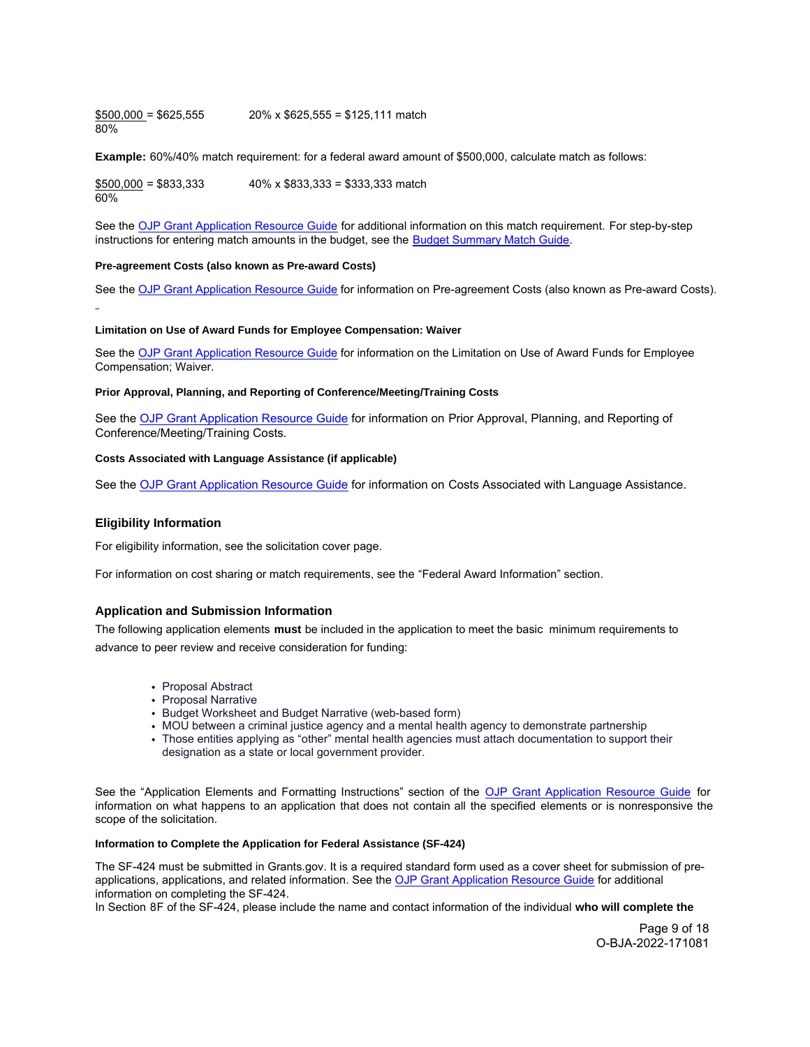$\frac{\$500{,}000}{80\%} = \$625{,}555$ 20% x $625,555 = $125,111 match

**Example:** 60%/40% match requirement: for a federal award amount of $500,000, calculate match as follows:

$\frac{\$500{,}000}{60\%} = \$833{,}333$ 40% x $833,333 = $333,333 match

See the OJP Grant Application Resource Guide for additional information on this match requirement. For step-by-step instructions for entering match amounts in the budget, see the Budget Summary Match Guide.

#### Pre-agreement Costs (also known as Pre-award Costs)

See the OJP Grant Application Resource Guide for information on Pre-agreement Costs (also known as Pre-award Costs).

#### Limitation on Use of Award Funds for Employee Compensation: Waiver

See the OJP Grant Application Resource Guide for information on the Limitation on Use of Award Funds for Employee Compensation; Waiver.

#### Prior Approval, Planning, and Reporting of Conference/Meeting/Training Costs

See the OJP Grant Application Resource Guide for information on Prior Approval, Planning, and Reporting of Conference/Meeting/Training Costs.

#### Costs Associated with Language Assistance (if applicable)

See the OJP Grant Application Resource Guide for information on Costs Associated with Language Assistance.

### Eligibility Information

For eligibility information, see the solicitation cover page.

For information on cost sharing or match requirements, see the "Federal Award Information" section.

### Application and Submission Information

The following application elements **must** be included in the application to meet the basic minimum requirements to advance to peer review and receive consideration for funding:

- Proposal Abstract
- Proposal Narrative
- Budget Worksheet and Budget Narrative (web-based form)
- MOU between a criminal justice agency and a mental health agency to demonstrate partnership
- Those entities applying as "other" mental health agencies must attach documentation to support their designation as a state or local government provider.

See the "Application Elements and Formatting Instructions" section of the OJP Grant Application Resource Guide for information on what happens to an application that does not contain all the specified elements or is nonresponsive the scope of the solicitation.

#### Information to Complete the Application for Federal Assistance (SF-424)

The SF-424 must be submitted in Grants.gov. It is a required standard form used as a cover sheet for submission of pre-applications, applications, and related information. See the OJP Grant Application Resource Guide for additional information on completing the SF-424.

In Section 8F of the SF-424, please include the name and contact information of the individual **who will complete the**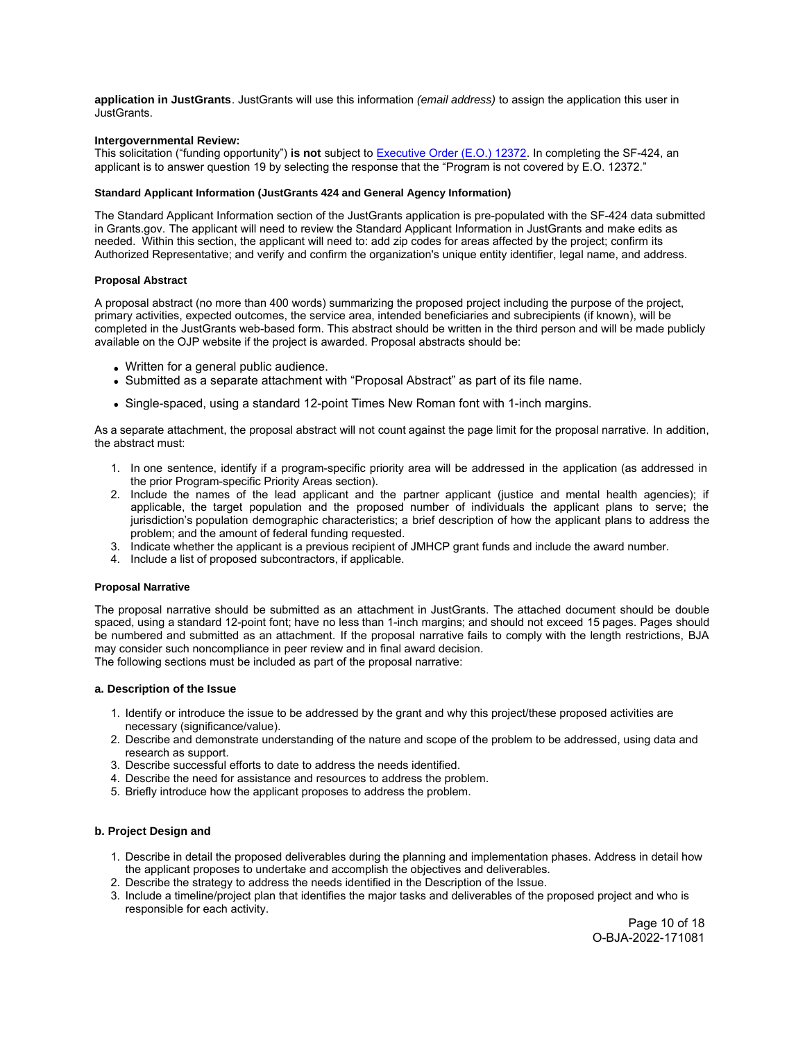**application in JustGrants**. JustGrants will use this information *(email address)* to assign the application this user in JustGrants.

**Intergovernmental Review:**
This solicitation ("funding opportunity") **is not** subject to [Executive Order (E.O.) 12372](). In completing the SF-424, an applicant is to answer question 19 by selecting the response that the "Program is not covered by E.O. 12372."

**Standard Applicant Information (JustGrants 424 and General Agency Information)**

The Standard Applicant Information section of the JustGrants application is pre-populated with the SF-424 data submitted in Grants.gov. The applicant will need to review the Standard Applicant Information in JustGrants and make edits as needed. Within this section, the applicant will need to: add zip codes for areas affected by the project; confirm its Authorized Representative; and verify and confirm the organization's unique entity identifier, legal name, and address.

**Proposal Abstract**

A proposal abstract (no more than 400 words) summarizing the proposed project including the purpose of the project, primary activities, expected outcomes, the service area, intended beneficiaries and subrecipients (if known), will be completed in the JustGrants web-based form. This abstract should be written in the third person and will be made publicly available on the OJP website if the project is awarded. Proposal abstracts should be:

- Written for a general public audience.
- Submitted as a separate attachment with "Proposal Abstract" as part of its file name.
- Single-spaced, using a standard 12-point Times New Roman font with 1-inch margins.

As a separate attachment, the proposal abstract will not count against the page limit for the proposal narrative. In addition, the abstract must:

1. In one sentence, identify if a program-specific priority area will be addressed in the application (as addressed in the prior Program-specific Priority Areas section).
2. Include the names of the lead applicant and the partner applicant (justice and mental health agencies); if applicable, the target population and the proposed number of individuals the applicant plans to serve; the jurisdiction's population demographic characteristics; a brief description of how the applicant plans to address the problem; and the amount of federal funding requested.
3. Indicate whether the applicant is a previous recipient of JMHCP grant funds and include the award number.
4. Include a list of proposed subcontractors, if applicable.

**Proposal Narrative**

The proposal narrative should be submitted as an attachment in JustGrants. The attached document should be double spaced, using a standard 12-point font; have no less than 1-inch margins; and should not exceed 15 pages. Pages should be numbered and submitted as an attachment. If the proposal narrative fails to comply with the length restrictions, BJA may consider such noncompliance in peer review and in final award decision.
The following sections must be included as part of the proposal narrative:

**a. Description of the Issue**

1. Identify or introduce the issue to be addressed by the grant and why this project/these proposed activities are necessary (significance/value).
2. Describe and demonstrate understanding of the nature and scope of the problem to be addressed, using data and research as support.
3. Describe successful efforts to date to address the needs identified.
4. Describe the need for assistance and resources to address the problem.
5. Briefly introduce how the applicant proposes to address the problem.

**b. Project Design and**

1. Describe in detail the proposed deliverables during the planning and implementation phases. Address in detail how the applicant proposes to undertake and accomplish the objectives and deliverables.
2. Describe the strategy to address the needs identified in the Description of the Issue.
3. Include a timeline/project plan that identifies the major tasks and deliverables of the proposed project and who is responsible for each activity.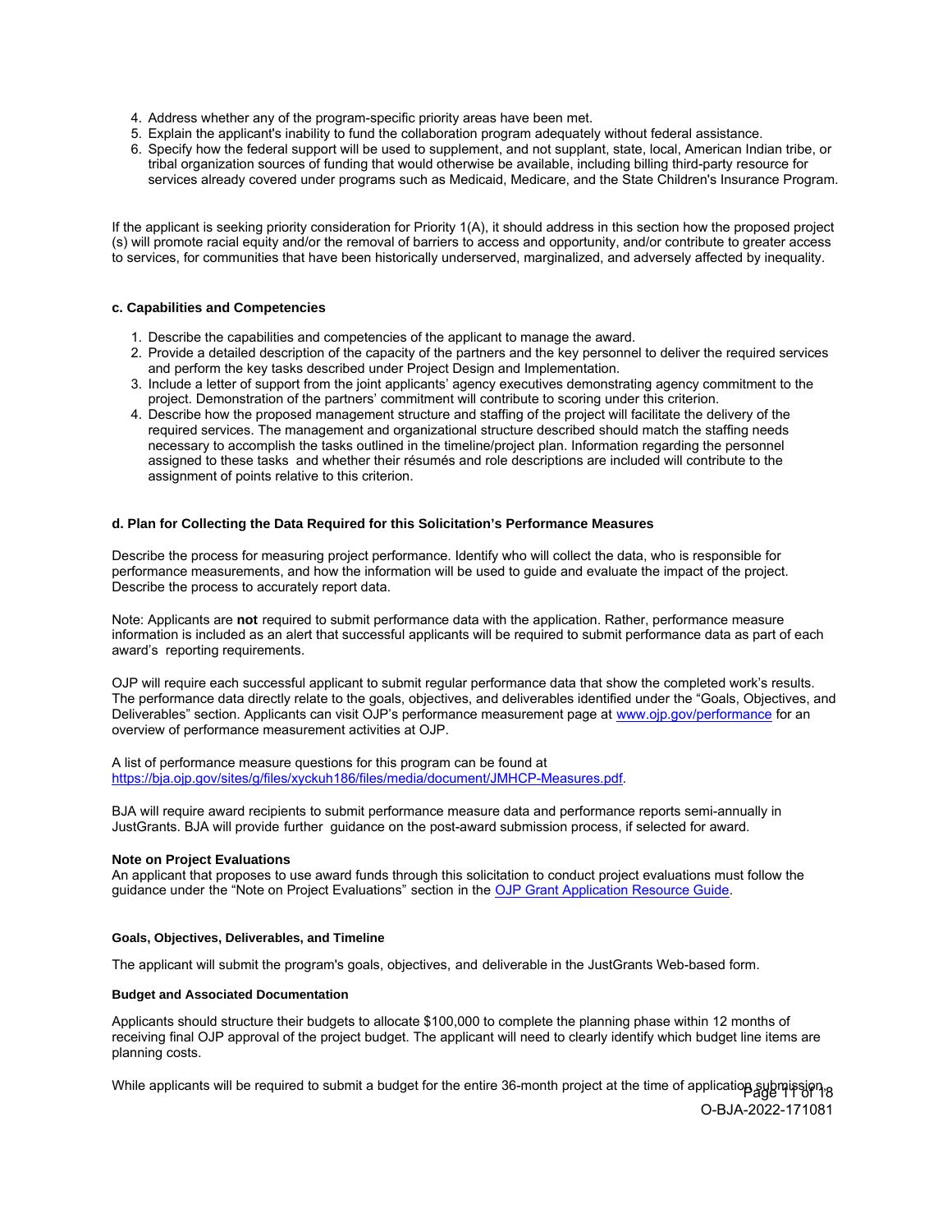4. Address whether any of the program-specific priority areas have been met.
5. Explain the applicant's inability to fund the collaboration program adequately without federal assistance.
6. Specify how the federal support will be used to supplement, and not supplant, state, local, American Indian tribe, or tribal organization sources of funding that would otherwise be available, including billing third-party resource for services already covered under programs such as Medicaid, Medicare, and the State Children's Insurance Program.

If the applicant is seeking priority consideration for Priority 1(A), it should address in this section how the proposed project (s) will promote racial equity and/or the removal of barriers to access and opportunity, and/or contribute to greater access to services, for communities that have been historically underserved, marginalized, and adversely affected by inequality.

#### c. Capabilities and Competencies

1. Describe the capabilities and competencies of the applicant to manage the award.
2. Provide a detailed description of the capacity of the partners and the key personnel to deliver the required services and perform the key tasks described under Project Design and Implementation.
3. Include a letter of support from the joint applicants' agency executives demonstrating agency commitment to the project. Demonstration of the partners' commitment will contribute to scoring under this criterion.
4. Describe how the proposed management structure and staffing of the project will facilitate the delivery of the required services. The management and organizational structure described should match the staffing needs necessary to accomplish the tasks outlined in the timeline/project plan. Information regarding the personnel assigned to these tasks and whether their résumés and role descriptions are included will contribute to the assignment of points relative to this criterion.

#### d. Plan for Collecting the Data Required for this Solicitation's Performance Measures

Describe the process for measuring project performance. Identify who will collect the data, who is responsible for performance measurements, and how the information will be used to guide and evaluate the impact of the project. Describe the process to accurately report data.

Note: Applicants are **not** required to submit performance data with the application. Rather, performance measure information is included as an alert that successful applicants will be required to submit performance data as part of each award's reporting requirements.

OJP will require each successful applicant to submit regular performance data that show the completed work's results. The performance data directly relate to the goals, objectives, and deliverables identified under the "Goals, Objectives, and Deliverables" section. Applicants can visit OJP's performance measurement page at www.ojp.gov/performance for an overview of performance measurement activities at OJP.

A list of performance measure questions for this program can be found at https://bja.ojp.gov/sites/g/files/xyckuh186/files/media/document/JMHCP-Measures.pdf.

BJA will require award recipients to submit performance measure data and performance reports semi-annually in JustGrants. BJA will provide further guidance on the post-award submission process, if selected for award.

#### Note on Project Evaluations

An applicant that proposes to use award funds through this solicitation to conduct project evaluations must follow the guidance under the "Note on Project Evaluations" section in the OJP Grant Application Resource Guide.

#### Goals, Objectives, Deliverables, and Timeline

The applicant will submit the program's goals, objectives, and deliverable in the JustGrants Web-based form.

#### Budget and Associated Documentation

Applicants should structure their budgets to allocate $100,000 to complete the planning phase within 12 months of receiving final OJP approval of the project budget. The applicant will need to clearly identify which budget line items are planning costs.

While applicants will be required to submit a budget for the entire 36-month project at the time of application submission,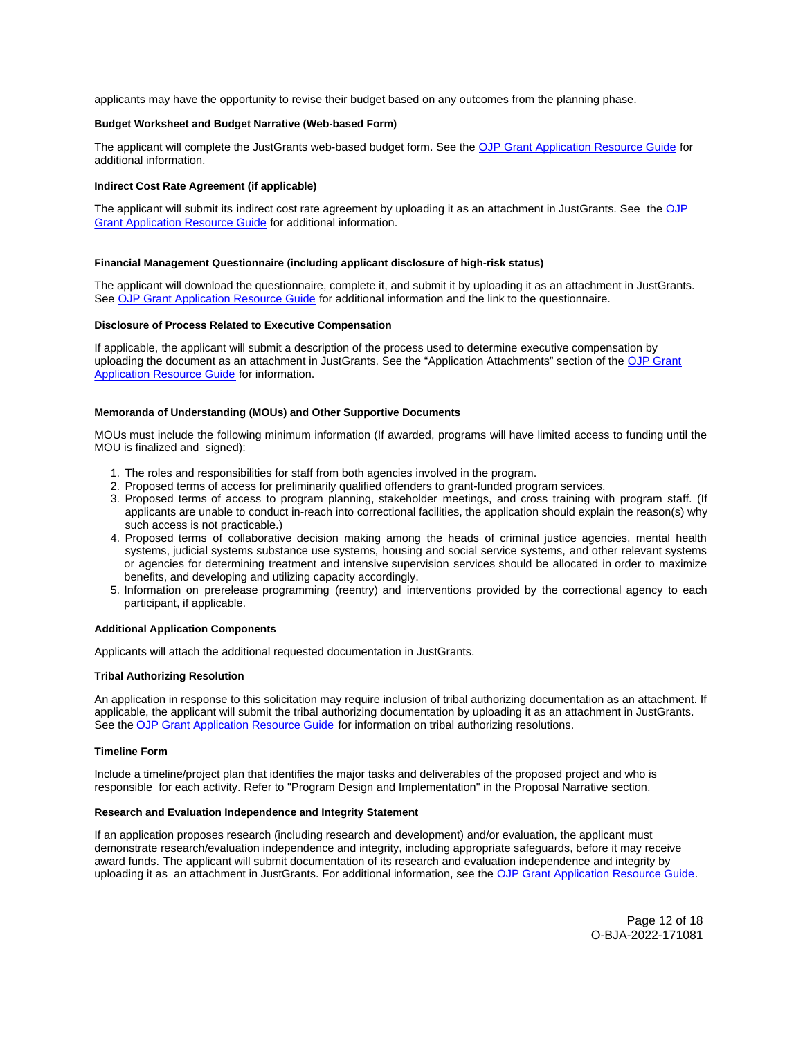applicants may have the opportunity to revise their budget based on any outcomes from the planning phase.

**Budget Worksheet and Budget Narrative (Web-based Form)**

The applicant will complete the JustGrants web-based budget form. See the [OJP Grant Application Resource Guide](#) for additional information.

**Indirect Cost Rate Agreement (if applicable)**

The applicant will submit its indirect cost rate agreement by uploading it as an attachment in JustGrants. See the [OJP Grant Application Resource Guide](#) for additional information.

**Financial Management Questionnaire (including applicant disclosure of high-risk status)**

The applicant will download the questionnaire, complete it, and submit it by uploading it as an attachment in JustGrants. See [OJP Grant Application Resource Guide](#) for additional information and the link to the questionnaire.

**Disclosure of Process Related to Executive Compensation**

If applicable, the applicant will submit a description of the process used to determine executive compensation by uploading the document as an attachment in JustGrants. See the "Application Attachments" section of the [OJP Grant Application Resource Guide](#) for information.

**Memoranda of Understanding (MOUs) and Other Supportive Documents**

MOUs must include the following minimum information (If awarded, programs will have limited access to funding until the MOU is finalized and signed):

1. The roles and responsibilities for staff from both agencies involved in the program.
2. Proposed terms of access for preliminarily qualified offenders to grant-funded program services.
3. Proposed terms of access to program planning, stakeholder meetings, and cross training with program staff. (If applicants are unable to conduct in-reach into correctional facilities, the application should explain the reason(s) why such access is not practicable.)
4. Proposed terms of collaborative decision making among the heads of criminal justice agencies, mental health systems, judicial systems substance use systems, housing and social service systems, and other relevant systems or agencies for determining treatment and intensive supervision services should be allocated in order to maximize benefits, and developing and utilizing capacity accordingly.
5. Information on prerelease programming (reentry) and interventions provided by the correctional agency to each participant, if applicable.

**Additional Application Components**

Applicants will attach the additional requested documentation in JustGrants.

**Tribal Authorizing Resolution**

An application in response to this solicitation may require inclusion of tribal authorizing documentation as an attachment. If applicable, the applicant will submit the tribal authorizing documentation by uploading it as an attachment in JustGrants. See the [OJP Grant Application Resource Guide](#) for information on tribal authorizing resolutions.

**Timeline Form**

Include a timeline/project plan that identifies the major tasks and deliverables of the proposed project and who is responsible for each activity. Refer to "Program Design and Implementation" in the Proposal Narrative section.

**Research and Evaluation Independence and Integrity Statement**

If an application proposes research (including research and development) and/or evaluation, the applicant must demonstrate research/evaluation independence and integrity, including appropriate safeguards, before it may receive award funds. The applicant will submit documentation of its research and evaluation independence and integrity by uploading it as an attachment in JustGrants. For additional information, see the [OJP Grant Application Resource Guide](#).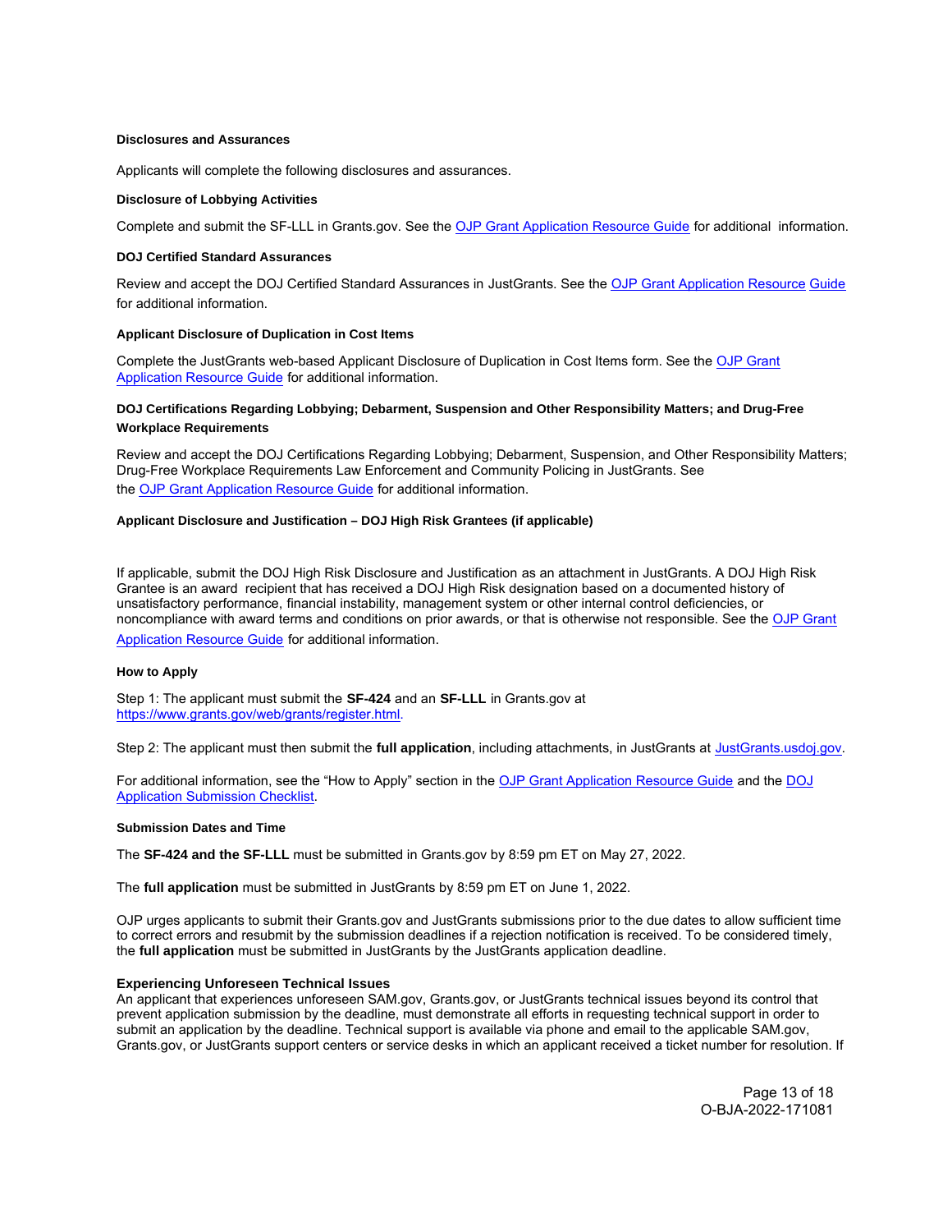#### Disclosures and Assurances

Applicants will complete the following disclosures and assurances.

#### Disclosure of Lobbying Activities

Complete and submit the SF-LLL in Grants.gov. See the OJP Grant Application Resource Guide for additional information.

#### DOJ Certified Standard Assurances

Review and accept the DOJ Certified Standard Assurances in JustGrants. See the OJP Grant Application Resource Guide for additional information.

#### Applicant Disclosure of Duplication in Cost Items

Complete the JustGrants web-based Applicant Disclosure of Duplication in Cost Items form. See the OJP Grant Application Resource Guide for additional information.

#### DOJ Certifications Regarding Lobbying; Debarment, Suspension and Other Responsibility Matters; and Drug-Free Workplace Requirements

Review and accept the DOJ Certifications Regarding Lobbying; Debarment, Suspension, and Other Responsibility Matters; Drug-Free Workplace Requirements Law Enforcement and Community Policing in JustGrants. See the OJP Grant Application Resource Guide for additional information.

#### Applicant Disclosure and Justification – DOJ High Risk Grantees (if applicable)

If applicable, submit the DOJ High Risk Disclosure and Justification as an attachment in JustGrants. A DOJ High Risk Grantee is an award recipient that has received a DOJ High Risk designation based on a documented history of unsatisfactory performance, financial instability, management system or other internal control deficiencies, or noncompliance with award terms and conditions on prior awards, or that is otherwise not responsible. See the OJP Grant Application Resource Guide for additional information.

#### How to Apply

Step 1: The applicant must submit the **SF-424** and an **SF-LLL** in Grants.gov at https://www.grants.gov/web/grants/register.html.

Step 2: The applicant must then submit the **full application**, including attachments, in JustGrants at JustGrants.usdoj.gov.

For additional information, see the "How to Apply" section in the OJP Grant Application Resource Guide and the DOJ Application Submission Checklist.

#### Submission Dates and Time

The **SF-424 and the SF-LLL** must be submitted in Grants.gov by 8:59 pm ET on May 27, 2022.

The **full application** must be submitted in JustGrants by 8:59 pm ET on June 1, 2022.

OJP urges applicants to submit their Grants.gov and JustGrants submissions prior to the due dates to allow sufficient time to correct errors and resubmit by the submission deadlines if a rejection notification is received. To be considered timely, the **full application** must be submitted in JustGrants by the JustGrants application deadline.

#### Experiencing Unforeseen Technical Issues

An applicant that experiences unforeseen SAM.gov, Grants.gov, or JustGrants technical issues beyond its control that prevent application submission by the deadline, must demonstrate all efforts in requesting technical support in order to submit an application by the deadline. Technical support is available via phone and email to the applicable SAM.gov, Grants.gov, or JustGrants support centers or service desks in which an applicant received a ticket number for resolution. If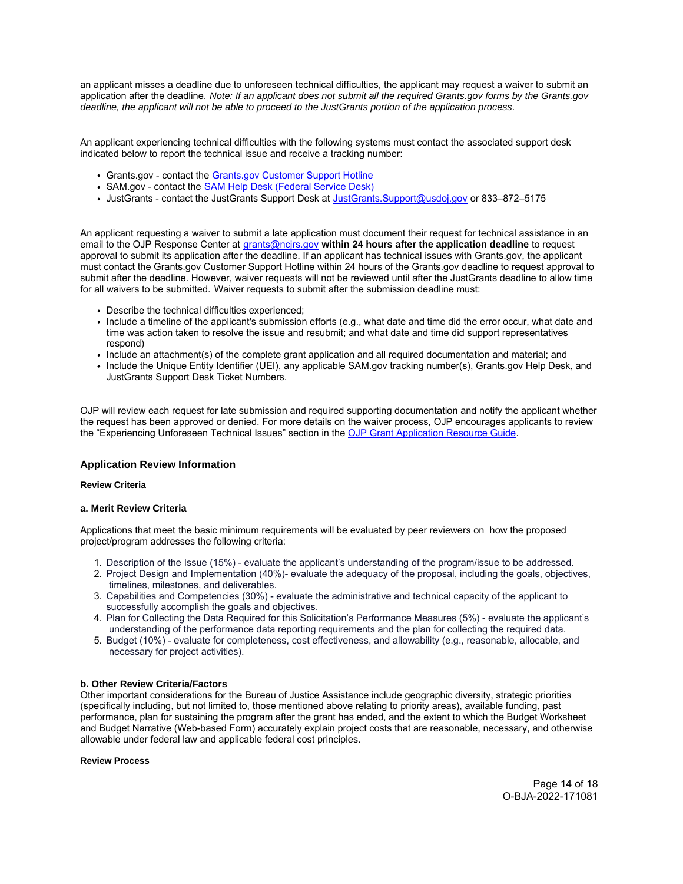an applicant misses a deadline due to unforeseen technical difficulties, the applicant may request a waiver to submit an application after the deadline. *Note: If an applicant does not submit all the required Grants.gov forms by the Grants.gov deadline, the applicant will not be able to proceed to the JustGrants portion of the application process.*

An applicant experiencing technical difficulties with the following systems must contact the associated support desk indicated below to report the technical issue and receive a tracking number:

- Grants.gov - contact the Grants.gov Customer Support Hotline
- SAM.gov - contact the SAM Help Desk (Federal Service Desk)
- JustGrants - contact the JustGrants Support Desk at JustGrants.Support@usdoj.gov or 833–872–5175

An applicant requesting a waiver to submit a late application must document their request for technical assistance in an email to the OJP Response Center at grants@ncjrs.gov **within 24 hours after the application deadline** to request approval to submit its application after the deadline. If an applicant has technical issues with Grants.gov, the applicant must contact the Grants.gov Customer Support Hotline within 24 hours of the Grants.gov deadline to request approval to submit after the deadline. However, waiver requests will not be reviewed until after the JustGrants deadline to allow time for all waivers to be submitted. Waiver requests to submit after the submission deadline must:

- Describe the technical difficulties experienced;
- Include a timeline of the applicant's submission efforts (e.g., what date and time did the error occur, what date and time was action taken to resolve the issue and resubmit; and what date and time did support representatives respond)
- Include an attachment(s) of the complete grant application and all required documentation and material; and
- Include the Unique Entity Identifier (UEI), any applicable SAM.gov tracking number(s), Grants.gov Help Desk, and JustGrants Support Desk Ticket Numbers.

OJP will review each request for late submission and required supporting documentation and notify the applicant whether the request has been approved or denied. For more details on the waiver process, OJP encourages applicants to review the "Experiencing Unforeseen Technical Issues" section in the OJP Grant Application Resource Guide.

## Application Review Information

#### Review Criteria

#### a. Merit Review Criteria

Applications that meet the basic minimum requirements will be evaluated by peer reviewers on how the proposed project/program addresses the following criteria:

1. Description of the Issue (15%) - evaluate the applicant's understanding of the program/issue to be addressed.
2. Project Design and Implementation (40%)- evaluate the adequacy of the proposal, including the goals, objectives, timelines, milestones, and deliverables.
3. Capabilities and Competencies (30%) - evaluate the administrative and technical capacity of the applicant to successfully accomplish the goals and objectives.
4. Plan for Collecting the Data Required for this Solicitation's Performance Measures (5%) - evaluate the applicant's understanding of the performance data reporting requirements and the plan for collecting the required data.
5. Budget (10%) - evaluate for completeness, cost effectiveness, and allowability (e.g., reasonable, allocable, and necessary for project activities).

#### b. Other Review Criteria/Factors

Other important considerations for the Bureau of Justice Assistance include geographic diversity, strategic priorities (specifically including, but not limited to, those mentioned above relating to priority areas), available funding, past performance, plan for sustaining the program after the grant has ended, and the extent to which the Budget Worksheet and Budget Narrative (Web-based Form) accurately explain project costs that are reasonable, necessary, and otherwise allowable under federal law and applicable federal cost principles.

#### Review Process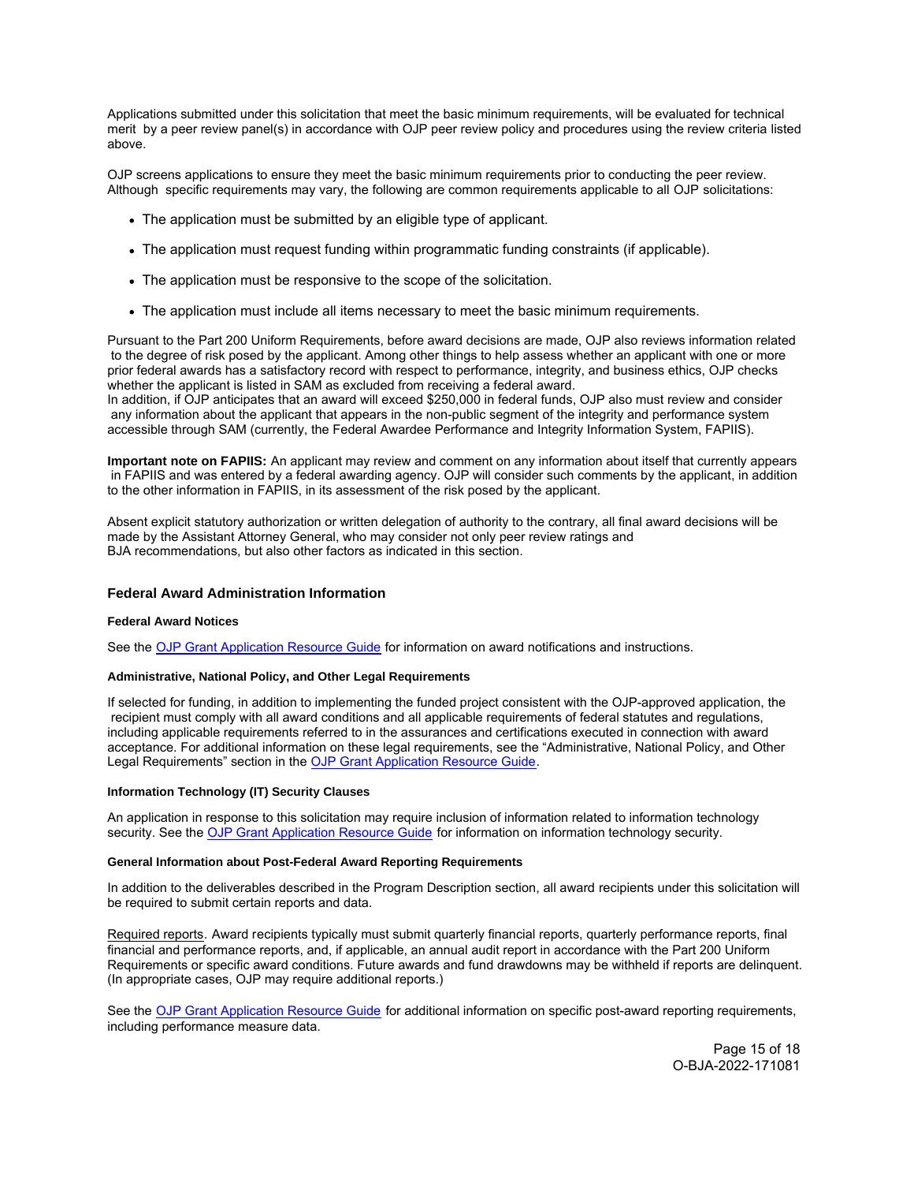Applications submitted under this solicitation that meet the basic minimum requirements, will be evaluated for technical merit by a peer review panel(s) in accordance with OJP peer review policy and procedures using the review criteria listed above.

OJP screens applications to ensure they meet the basic minimum requirements prior to conducting the peer review. Although specific requirements may vary, the following are common requirements applicable to all OJP solicitations:

- The application must be submitted by an eligible type of applicant.
- The application must request funding within programmatic funding constraints (if applicable).
- The application must be responsive to the scope of the solicitation.
- The application must include all items necessary to meet the basic minimum requirements.

Pursuant to the Part 200 Uniform Requirements, before award decisions are made, OJP also reviews information related to the degree of risk posed by the applicant. Among other things to help assess whether an applicant with one or more prior federal awards has a satisfactory record with respect to performance, integrity, and business ethics, OJP checks whether the applicant is listed in SAM as excluded from receiving a federal award.
In addition, if OJP anticipates that an award will exceed $250,000 in federal funds, OJP also must review and consider any information about the applicant that appears in the non-public segment of the integrity and performance system accessible through SAM (currently, the Federal Awardee Performance and Integrity Information System, FAPIIS).

**Important note on FAPIIS:** An applicant may review and comment on any information about itself that currently appears in FAPIIS and was entered by a federal awarding agency. OJP will consider such comments by the applicant, in addition to the other information in FAPIIS, in its assessment of the risk posed by the applicant.

Absent explicit statutory authorization or written delegation of authority to the contrary, all final award decisions will be made by the Assistant Attorney General, who may consider not only peer review ratings and BJA recommendations, but also other factors as indicated in this section.

## Federal Award Administration Information

#### Federal Award Notices

See the OJP Grant Application Resource Guide for information on award notifications and instructions.

#### Administrative, National Policy, and Other Legal Requirements

If selected for funding, in addition to implementing the funded project consistent with the OJP-approved application, the recipient must comply with all award conditions and all applicable requirements of federal statutes and regulations, including applicable requirements referred to in the assurances and certifications executed in connection with award acceptance. For additional information on these legal requirements, see the "Administrative, National Policy, and Other Legal Requirements" section in the OJP Grant Application Resource Guide.

#### Information Technology (IT) Security Clauses

An application in response to this solicitation may require inclusion of information related to information technology security. See the OJP Grant Application Resource Guide for information on information technology security.

#### General Information about Post-Federal Award Reporting Requirements

In addition to the deliverables described in the Program Description section, all award recipients under this solicitation will be required to submit certain reports and data.

Required reports. Award recipients typically must submit quarterly financial reports, quarterly performance reports, final financial and performance reports, and, if applicable, an annual audit report in accordance with the Part 200 Uniform Requirements or specific award conditions. Future awards and fund drawdowns may be withheld if reports are delinquent. (In appropriate cases, OJP may require additional reports.)

See the OJP Grant Application Resource Guide for additional information on specific post-award reporting requirements, including performance measure data.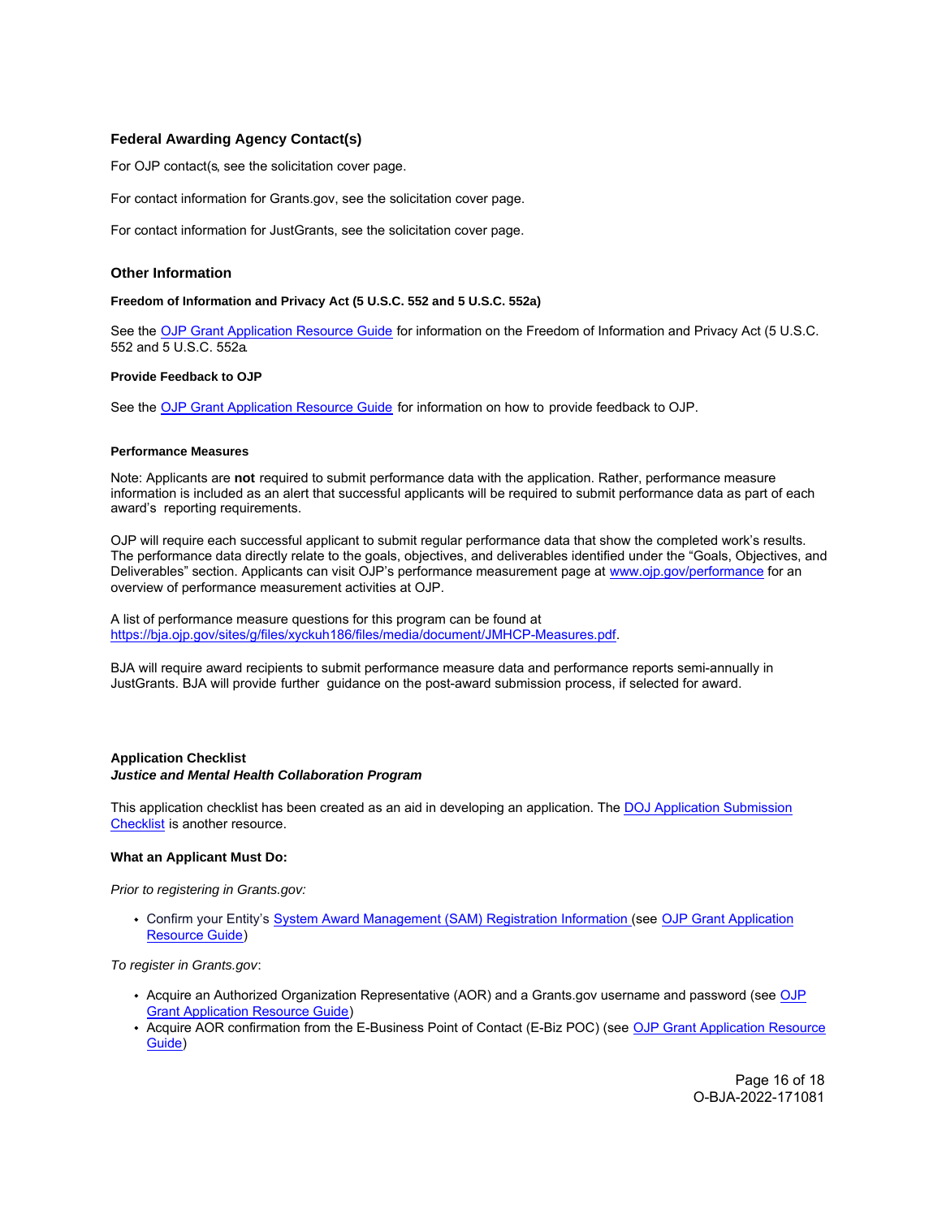### Federal Awarding Agency Contact(s)

For OJP contact(s, see the solicitation cover page.

For contact information for Grants.gov, see the solicitation cover page.

For contact information for JustGrants, see the solicitation cover page.

### Other Information

#### Freedom of Information and Privacy Act (5 U.S.C. 552 and 5 U.S.C. 552a)

See the OJP Grant Application Resource Guide for information on the Freedom of Information and Privacy Act (5 U.S.C. 552 and 5 U.S.C. 552a.

#### Provide Feedback to OJP

See the OJP Grant Application Resource Guide for information on how to provide feedback to OJP.

#### Performance Measures

Note: Applicants are **not** required to submit performance data with the application. Rather, performance measure information is included as an alert that successful applicants will be required to submit performance data as part of each award's reporting requirements.

OJP will require each successful applicant to submit regular performance data that show the completed work's results. The performance data directly relate to the goals, objectives, and deliverables identified under the "Goals, Objectives, and Deliverables" section. Applicants can visit OJP's performance measurement page at www.ojp.gov/performance for an overview of performance measurement activities at OJP.

A list of performance measure questions for this program can be found at https://bja.ojp.gov/sites/g/files/xyckuh186/files/media/document/JMHCP-Measures.pdf.

BJA will require award recipients to submit performance measure data and performance reports semi-annually in JustGrants. BJA will provide further guidance on the post-award submission process, if selected for award.

### Application Checklist
***Justice and Mental Health Collaboration Program***

This application checklist has been created as an aid in developing an application. The DOJ Application Submission Checklist is another resource.

**What an Applicant Must Do:**

*Prior to registering in Grants.gov:*

- Confirm your Entity's System Award Management (SAM) Registration Information (see OJP Grant Application Resource Guide)

*To register in Grants.gov*:

- Acquire an Authorized Organization Representative (AOR) and a Grants.gov username and password (see OJP Grant Application Resource Guide)
- Acquire AOR confirmation from the E-Business Point of Contact (E-Biz POC) (see OJP Grant Application Resource Guide)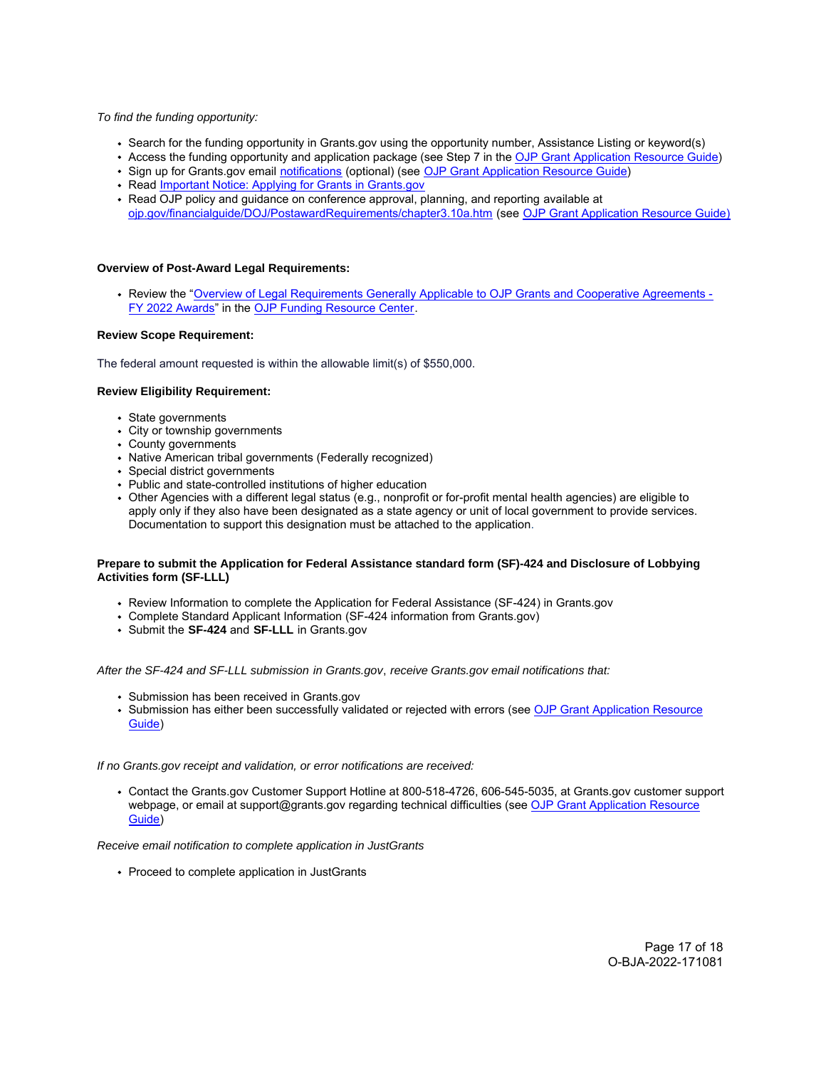*To find the funding opportunity:*

- Search for the funding opportunity in Grants.gov using the opportunity number, Assistance Listing or keyword(s)
- Access the funding opportunity and application package (see Step 7 in the [OJP Grant Application Resource Guide](OJP Grant Application Resource Guide))
- Sign up for Grants.gov email [notifications](notifications) (optional) (see [OJP Grant Application Resource Guide](OJP Grant Application Resource Guide))
- Read [Important Notice: Applying for Grants in Grants.gov](Important Notice: Applying for Grants in Grants.gov)
- Read OJP policy and guidance on conference approval, planning, and reporting available at [ojp.gov/financialguide/DOJ/PostawardRequirements/chapter3.10a.htm](ojp.gov/financialguide/DOJ/PostawardRequirements/chapter3.10a.htm) (see [OJP Grant Application Resource Guide)](OJP Grant Application Resource Guide)

**Overview of Post-Award Legal Requirements:**

- Review the "[Overview of Legal Requirements Generally Applicable to OJP Grants and Cooperative Agreements - FY 2022 Awards](Overview of Legal Requirements Generally Applicable to OJP Grants and Cooperative Agreements - FY 2022 Awards)" in the [OJP Funding Resource Center](OJP Funding Resource Center).

**Review Scope Requirement:**

The federal amount requested is within the allowable limit(s) of $550,000.

**Review Eligibility Requirement:**

- State governments
- City or township governments
- County governments
- Native American tribal governments (Federally recognized)
- Special district governments
- Public and state-controlled institutions of higher education
- Other Agencies with a different legal status (e.g., nonprofit or for-profit mental health agencies) are eligible to apply only if they also have been designated as a state agency or unit of local government to provide services. Documentation to support this designation must be attached to the application.

**Prepare to submit the Application for Federal Assistance standard form (SF)-424 and Disclosure of Lobbying Activities form (SF-LLL)**

- Review Information to complete the Application for Federal Assistance (SF-424) in Grants.gov
- Complete Standard Applicant Information (SF-424 information from Grants.gov)
- Submit the **SF-424** and **SF-LLL** in Grants.gov

*After the SF-424 and SF-LLL submission in Grants.gov, receive Grants.gov email notifications that:*

- Submission has been received in Grants.gov
- Submission has either been successfully validated or rejected with errors (see [OJP Grant Application Resource Guide](OJP Grant Application Resource Guide))

*If no Grants.gov receipt and validation, or error notifications are received:*

- Contact the Grants.gov Customer Support Hotline at 800-518-4726, 606-545-5035, at Grants.gov customer support webpage, or email at support@grants.gov regarding technical difficulties (see [OJP Grant Application Resource Guide](OJP Grant Application Resource Guide))

*Receive email notification to complete application in JustGrants*

- Proceed to complete application in JustGrants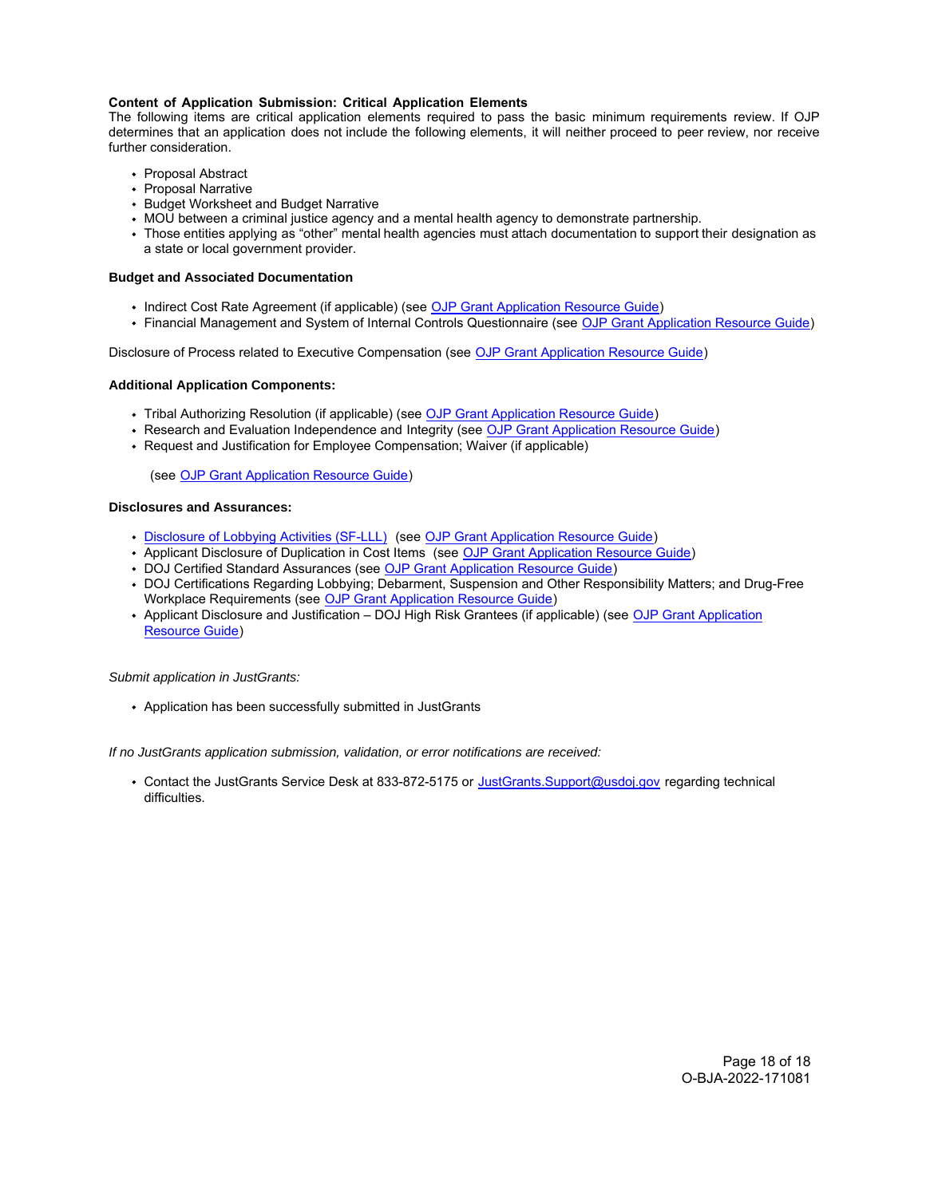**Content of Application Submission: Critical Application Elements**

The following items are critical application elements required to pass the basic minimum requirements review. If OJP determines that an application does not include the following elements, it will neither proceed to peer review, nor receive further consideration.

- Proposal Abstract
- Proposal Narrative
- Budget Worksheet and Budget Narrative
- MOU between a criminal justice agency and a mental health agency to demonstrate partnership.
- Those entities applying as "other" mental health agencies must attach documentation to support their designation as a state or local government provider.

**Budget and Associated Documentation**

- Indirect Cost Rate Agreement (if applicable) (see OJP Grant Application Resource Guide)
- Financial Management and System of Internal Controls Questionnaire (see OJP Grant Application Resource Guide)

Disclosure of Process related to Executive Compensation (see OJP Grant Application Resource Guide)

**Additional Application Components:**

- Tribal Authorizing Resolution (if applicable) (see OJP Grant Application Resource Guide)
- Research and Evaluation Independence and Integrity (see OJP Grant Application Resource Guide)
- Request and Justification for Employee Compensation; Waiver (if applicable)

  (see OJP Grant Application Resource Guide)

**Disclosures and Assurances:**

- Disclosure of Lobbying Activities (SF-LLL) (see OJP Grant Application Resource Guide)
- Applicant Disclosure of Duplication in Cost Items (see OJP Grant Application Resource Guide)
- DOJ Certified Standard Assurances (see OJP Grant Application Resource Guide)
- DOJ Certifications Regarding Lobbying; Debarment, Suspension and Other Responsibility Matters; and Drug-Free Workplace Requirements (see OJP Grant Application Resource Guide)
- Applicant Disclosure and Justification – DOJ High Risk Grantees (if applicable) (see OJP Grant Application Resource Guide)

*Submit application in JustGrants:*

- Application has been successfully submitted in JustGrants

*If no JustGrants application submission, validation, or error notifications are received:*

- Contact the JustGrants Service Desk at 833-872-5175 or JustGrants.Support@usdoj.gov regarding technical difficulties.